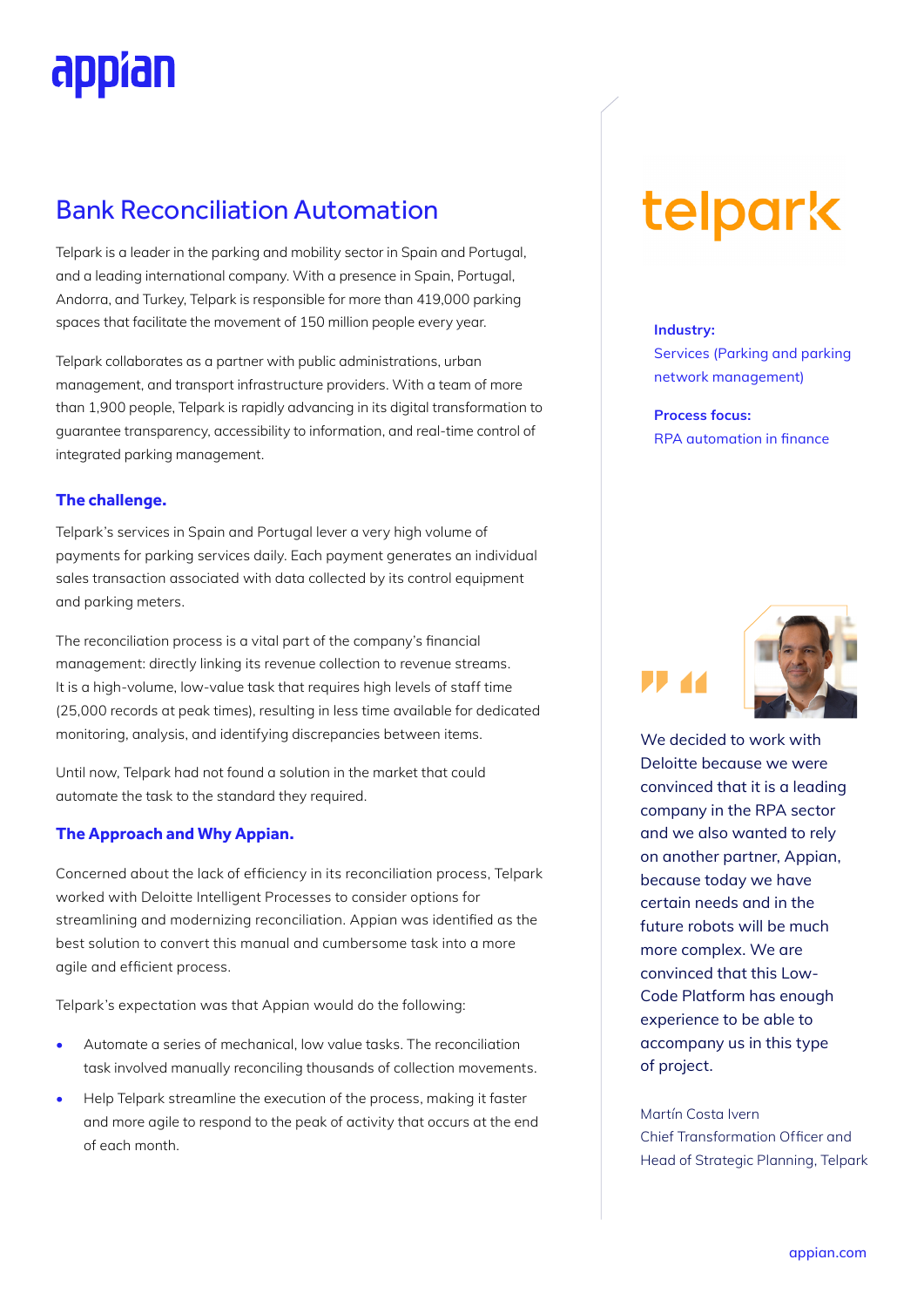# Bank Reconciliation Automation

Telpark is a leader in the parking and mobility sector in Spain and Portugal, and a leading international company. With a presence in Spain, Portugal, Andorra, and Turkey, Telpark is responsible for more than 419,000 parking spaces that facilitate the movement of 150 million people every year.

Telpark collaborates as a partner with public administrations, urban management, and transport infrastructure providers. With a team of more than 1,900 people, Telpark is rapidly advancing in its digital transformation to guarantee transparency, accessibility to information, and real-time control of integrated parking management.

### The challenge.

Telpark's services in Spain and Portugal lever a very high volume of payments for parking services daily. Each payment generates an individual sales transaction associated with data collected by its control equipment and parking meters.

The reconciliation process is a vital part of the company's financial management: directly linking its revenue collection to revenue streams. It is a high-volume, low-value task that requires high levels of staff time (25,000 records at peak times), resulting in less time available for dedicated monitoring, analysis, and identifying discrepancies between items.

Until now, Telpark had not found a solution in the market that could automate the task to the standard they required.

### The Approach and Why Appian.

Concerned about the lack of efficiency in its reconciliation process, Telpark worked with Deloitte Intelligent Processes to consider options for streamlining and modernizing reconciliation. Appian was identified as the best solution to convert this manual and cumbersome task into a more agile and efficient process.

Telpark's expectation was that Appian would do the following:

- Automate a series of mechanical, low value tasks. The reconciliation task involved manually reconciling thousands of collection movements.
- Help Telpark streamline the execution of the process, making it faster and more agile to respond to the peak of activity that occurs at the end of each month.

**Industry:**
Services (Parking and parking network management)

**Process focus:**
RPA automation in finance

We decided to work with Deloitte because we were convinced that it is a leading company in the RPA sector and we also wanted to rely on another partner, Appian, because today we have certain needs and in the future robots will be much more complex. We are convinced that this Low-Code Platform has enough experience to be able to accompany us in this type of project.

Martín Costa Ivern
Chief Transformation Officer and Head of Strategic Planning, Telpark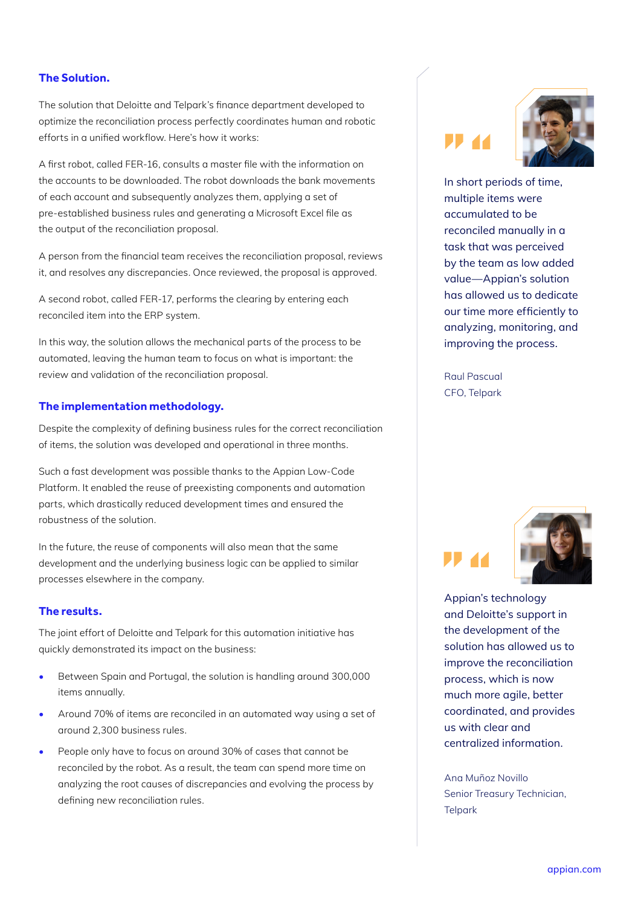## The Solution.

The solution that Deloitte and Telpark's finance department developed to optimize the reconciliation process perfectly coordinates human and robotic efforts in a unified workflow. Here's how it works:

A first robot, called FER-16, consults a master file with the information on the accounts to be downloaded. The robot downloads the bank movements of each account and subsequently analyzes them, applying a set of pre-established business rules and generating a Microsoft Excel file as the output of the reconciliation proposal.

A person from the financial team receives the reconciliation proposal, reviews it, and resolves any discrepancies. Once reviewed, the proposal is approved.

A second robot, called FER-17, performs the clearing by entering each reconciled item into the ERP system.

In this way, the solution allows the mechanical parts of the process to be automated, leaving the human team to focus on what is important: the review and validation of the reconciliation proposal.

## The implementation methodology.

Despite the complexity of defining business rules for the correct reconciliation of items, the solution was developed and operational in three months.

Such a fast development was possible thanks to the Appian Low-Code Platform. It enabled the reuse of preexisting components and automation parts, which drastically reduced development times and ensured the robustness of the solution.

In the future, the reuse of components will also mean that the same development and the underlying business logic can be applied to similar processes elsewhere in the company.

## The results.

The joint effort of Deloitte and Telpark for this automation initiative has quickly demonstrated its impact on the business:

- Between Spain and Portugal, the solution is handling around 300,000 items annually.
- Around 70% of items are reconciled in an automated way using a set of around 2,300 business rules.
- People only have to focus on around 30% of cases that cannot be reconciled by the robot. As a result, the team can spend more time on analyzing the root causes of discrepancies and evolving the process by defining new reconciliation rules.

> In short periods of time, multiple items were accumulated to be reconciled manually in a task that was perceived by the team as low added value—Appian's solution has allowed us to dedicate our time more efficiently to analyzing, monitoring, and improving the process.
>
> Raul Pascual
> CFO, Telpark

> Appian's technology and Deloitte's support in the development of the solution has allowed us to improve the reconciliation process, which is now much more agile, better coordinated, and provides us with clear and centralized information.
>
> Ana Muñoz Novillo
> Senior Treasury Technician, Telpark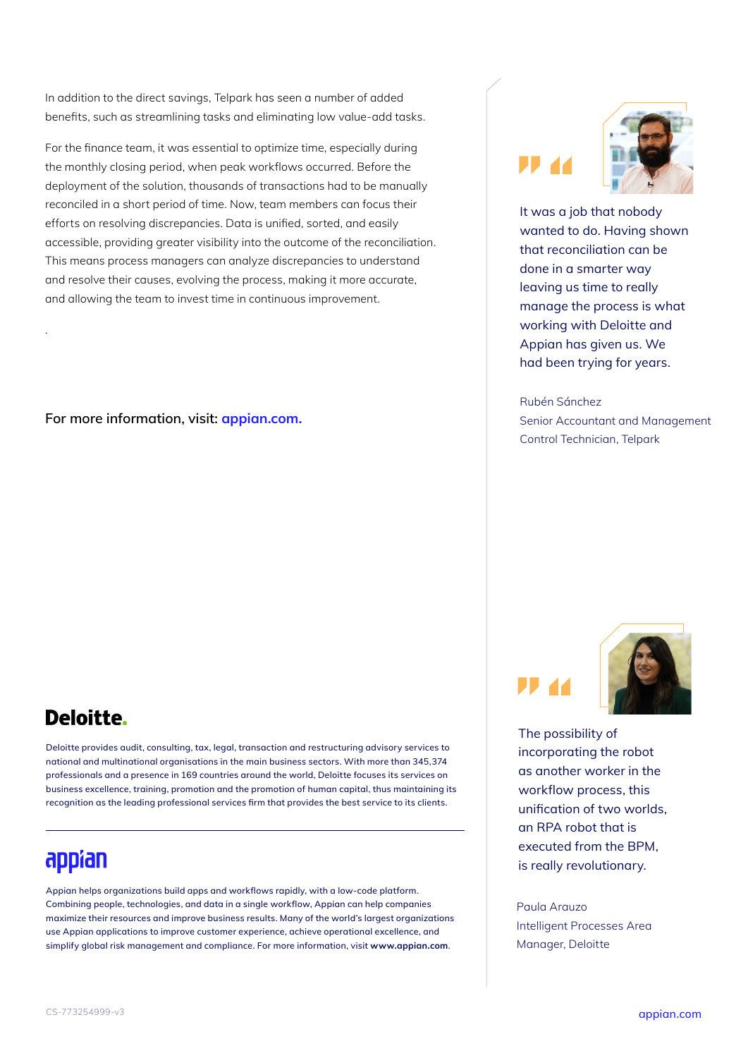In addition to the direct savings, Telpark has seen a number of added benefits, such as streamlining tasks and eliminating low value-add tasks.

For the finance team, it was essential to optimize time, especially during the monthly closing period, when peak workflows occurred. Before the deployment of the solution, thousands of transactions had to be manually reconciled in a short period of time. Now, team members can focus their efforts on resolving discrepancies. Data is unified, sorted, and easily accessible, providing greater visibility into the outcome of the reconciliation. This means process managers can analyze discrepancies to understand and resolve their causes, evolving the process, making it more accurate, and allowing the team to invest time in continuous improvement.

.

For more information, visit: **appian.com.**

> It was a job that nobody wanted to do. Having shown that reconciliation can be done in a smarter way leaving us time to really manage the process is what working with Deloitte and Appian has given us. We had been trying for years.

Rubén Sánchez
Senior Accountant and Management Control Technician, Telpark

> The possibility of incorporating the robot as another worker in the workflow process, this unification of two worlds, an RPA robot that is executed from the BPM, is really revolutionary.

Paula Arauzo
Intelligent Processes Area Manager, Deloitte

## Deloitte.

Deloitte provides audit, consulting, tax, legal, transaction and restructuring advisory services to national and multinational organisations in the main business sectors. With more than 345,374 professionals and a presence in 169 countries around the world, Deloitte focuses its services on business excellence, training, promotion and the promotion of human capital, thus maintaining its recognition as the leading professional services firm that provides the best service to its clients.

---

## appian

Appian helps organizations build apps and workflows rapidly, with a low-code platform. Combining people, technologies, and data in a single workflow, Appian can help companies maximize their resources and improve business results. Many of the world's largest organizations use Appian applications to improve customer experience, achieve operational excellence, and simplify global risk management and compliance. For more information, visit **www.appian.com**.

CS-773254999-v3

appian.com